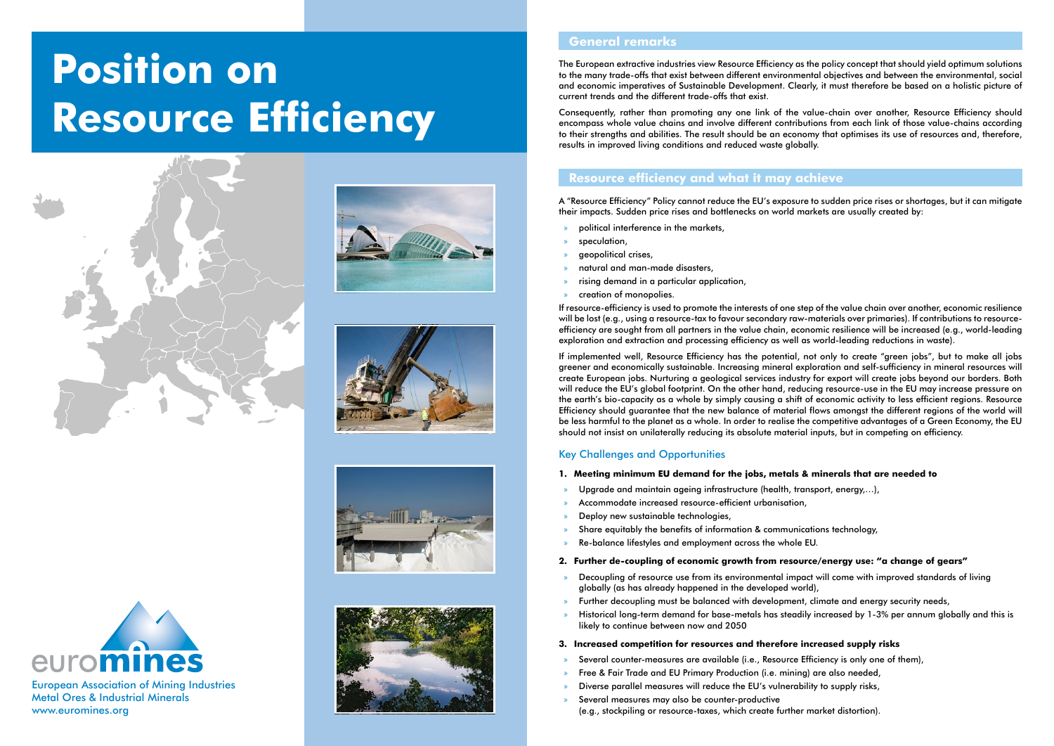# Position on Resource Efficiency

euromines
European Association of Mining Industries
Metal Ores & Industrial Minerals
www.euromines.org

## General remarks

The European extractive industries view Resource Efficiency as the policy concept that should yield optimum solutions to the many trade-offs that exist between different environmental objectives and between the environmental, social and economic imperatives of Sustainable Development. Clearly, it must therefore be based on a holistic picture of current trends and the different trade-offs that exist.

Consequently, rather than promoting any one link of the value-chain over another, Resource Efficiency should encompass whole value chains and involve different contributions from each link of those value-chains according to their strengths and abilities. The result should be an economy that optimises its use of resources and, therefore, results in improved living conditions and reduced waste globally.

## Resource efficiency and what it may achieve

A "Resource Efficiency" Policy cannot reduce the EU's exposure to sudden price rises or shortages, but it can mitigate their impacts. Sudden price rises and bottlenecks on world markets are usually created by:

- political interference in the markets,
- speculation,
- geopolitical crises,
- natural and man-made disasters,
- rising demand in a particular application,
- creation of monopolies.

If resource-efficiency is used to promote the interests of one step of the value chain over another, economic resilience will be lost (e.g., using a resource-tax to favour secondary raw-materials over primaries). If contributions to resource-efficiency are sought from all partners in the value chain, economic resilience will be increased (e.g., world-leading exploration and extraction and processing efficiency as well as world-leading reductions in waste).

If implemented well, Resource Efficiency has the potential, not only to create "green jobs", but to make all jobs greener and economically sustainable. Increasing mineral exploration and self-sufficiency in mineral resources will create European jobs. Nurturing a geological services industry for export will create jobs beyond our borders. Both will reduce the EU's global footprint. On the other hand, reducing resource-use in the EU may increase pressure on the earth's bio-capacity as a whole by simply causing a shift of economic activity to less efficient regions. Resource Efficiency should guarantee that the new balance of material flows amongst the different regions of the world will be less harmful to the planet as a whole. In order to realise the competitive advantages of a Green Economy, the EU should not insist on unilaterally reducing its absolute material inputs, but in competing on efficiency.

### Key Challenges and Opportunities

**1. Meeting minimum EU demand for the jobs, metals & minerals that are needed to**

- Upgrade and maintain ageing infrastructure (health, transport, energy,…),
- Accommodate increased resource-efficient urbanisation,
- Deploy new sustainable technologies,
- Share equitably the benefits of information & communications technology,
- Re-balance lifestyles and employment across the whole EU.

**2. Further de-coupling of economic growth from resource/energy use: "a change of gears"**

- Decoupling of resource use from its environmental impact will come with improved standards of living globally (as has already happened in the developed world),
- Further decoupling must be balanced with development, climate and energy security needs,
- Historical long-term demand for base-metals has steadily increased by 1-3% per annum globally and this is likely to continue between now and 2050

**3. Increased competition for resources and therefore increased supply risks**

- Several counter-measures are available (i.e., Resource Efficiency is only one of them),
- Free & Fair Trade and EU Primary Production (i.e. mining) are also needed,
- Diverse parallel measures will reduce the EU's vulnerability to supply risks,
- Several measures may also be counter-productive (e.g., stockpiling or resource-taxes, which create further market distortion).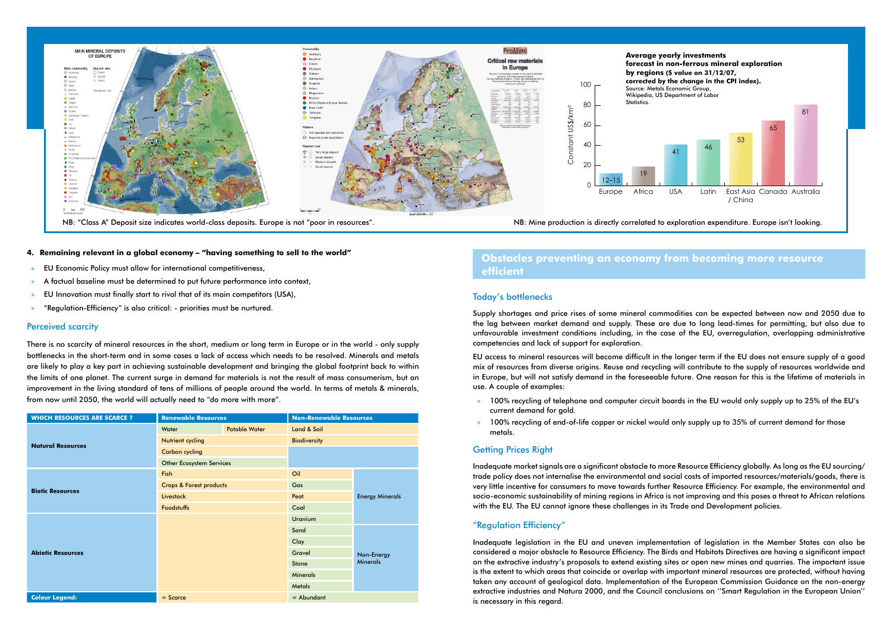NB: "Class A" Deposit size indicates world-class deposits. Europe is not "poor in resources".

**Average yearly investments forecast in non-ferrous mineral exploration by regions ($ value on 31/12/07, corrected by the change in the CPI index).** Source: Metals Economic Group, Wikipedia, US Department of Labor Statistics.

| Region | Constant US$/km² |
|---|---|
| Europe | 12–15 |
| Africa | 19 |
| USA | 41 |
| Latin | 46 |
| East Asia / China | 53 |
| Canada | 65 |
| Australia | 81 |

NB: Mine production is directly correlated to exploration expenditure. Europe isn't looking.

**4. Remaining relevant in a global economy – "having something to sell to the world"**

- EU Economic Policy must allow for international competitiveness,
- A factual baseline must be determined to put future performance into context,
- EU Innovation must finally start to rival that of its main competitors (USA),
- "Regulation-Efficiency" is also critical: - priorities must be nurtured.

## Perceived scarcity

There is no scarcity of mineral resources in the short, medium or long term in Europe or in the world - only supply bottlenecks in the short-term and in some cases a lack of access which needs to be resolved. Minerals and metals are likely to play a key part in achieving sustainable development and bringing the global footprint back to within the limits of one planet. The current surge in demand for materials is not the result of mass consumerism, but an improvement in the living standard of tens of millions of people around the world. In terms of metals & minerals, from now until 2050, the world will actually need to "do more with more".

| WHICH RESOURCES ARE SCARCE ? | Renewable Resources | | Non-Renewable Resources | |
|---|---|---|---|---|
| Natural Resources | Water | Potable Water | Land & Soil | |
| | Nutrient cycling | | Biodiversity | |
| | Carbon cycling | | | |
| | Other Ecosystem Services | | | |
| Biotic Resources | Fish | | Oil | Energy Minerals |
| | Crops & Forest products | | Gas | |
| | Livestock | | Peat | |
| | Foodstuffs | | Coal | |
| Abiotic Resources | | | Uranium | |
| | | | Sand | Non-Energy Minerals |
| | | | Clay | |
| | | | Gravel | |
| | | | Stone | |
| | | | Minerals | |
| | | | Metals | |
| Colour Legend: | = Scarce | | = Abundant | |

## Obstacles preventing an economy from becoming more resource efficient

### Today's bottlenecks

Supply shortages and price rises of some mineral commodities can be expected between now and 2050 due to the lag between market demand and supply. These are due to long lead-times for permitting, but also due to unfavourable investment conditions including, in the case of the EU, overregulation, overlapping administrative competencies and lack of support for exploration.

EU access to mineral resources will become difficult in the longer term if the EU does not ensure supply of a good mix of resources from diverse origins. Reuse and recycling will contribute to the supply of resources worldwide and in Europe, but will not satisfy demand in the foreseeable future. One reason for this is the lifetime of materials in use. A couple of examples:

- 100% recycling of telephone and computer circuit boards in the EU would only supply up to 25% of the EU's current demand for gold.
- 100% recycling of end-of-life copper or nickel would only supply up to 35% of current demand for those metals.

### Getting Prices Right

Inadequate market signals are a significant obstacle to more Resource Efficiency globally. As long as the EU sourcing/ trade policy does not internalise the environmental and social costs of imported resources/materials/goods, there is very little incentive for consumers to move towards further Resource Efficiency. For example, the environmental and socio-economic sustainability of mining regions in Africa is not improving and this poses a threat to African relations with the EU. The EU cannot ignore these challenges in its Trade and Development policies.

### "Regulation Efficiency"

Inadequate legislation in the EU and uneven implementation of legislation in the Member States can also be considered a major obstacle to Resource Efficiency. The Birds and Habitats Directives are having a significant impact on the extractive industry's proposals to extend existing sites or open new mines and quarries. The important issue is the extent to which areas that coincide or overlap with important mineral resources are protected, without having taken any account of geological data. Implementation of the European Commission Guidance on the non-energy extractive industries and Natura 2000, and the Council conclusions on ''Smart Regulation in the European Union'' is necessary in this regard.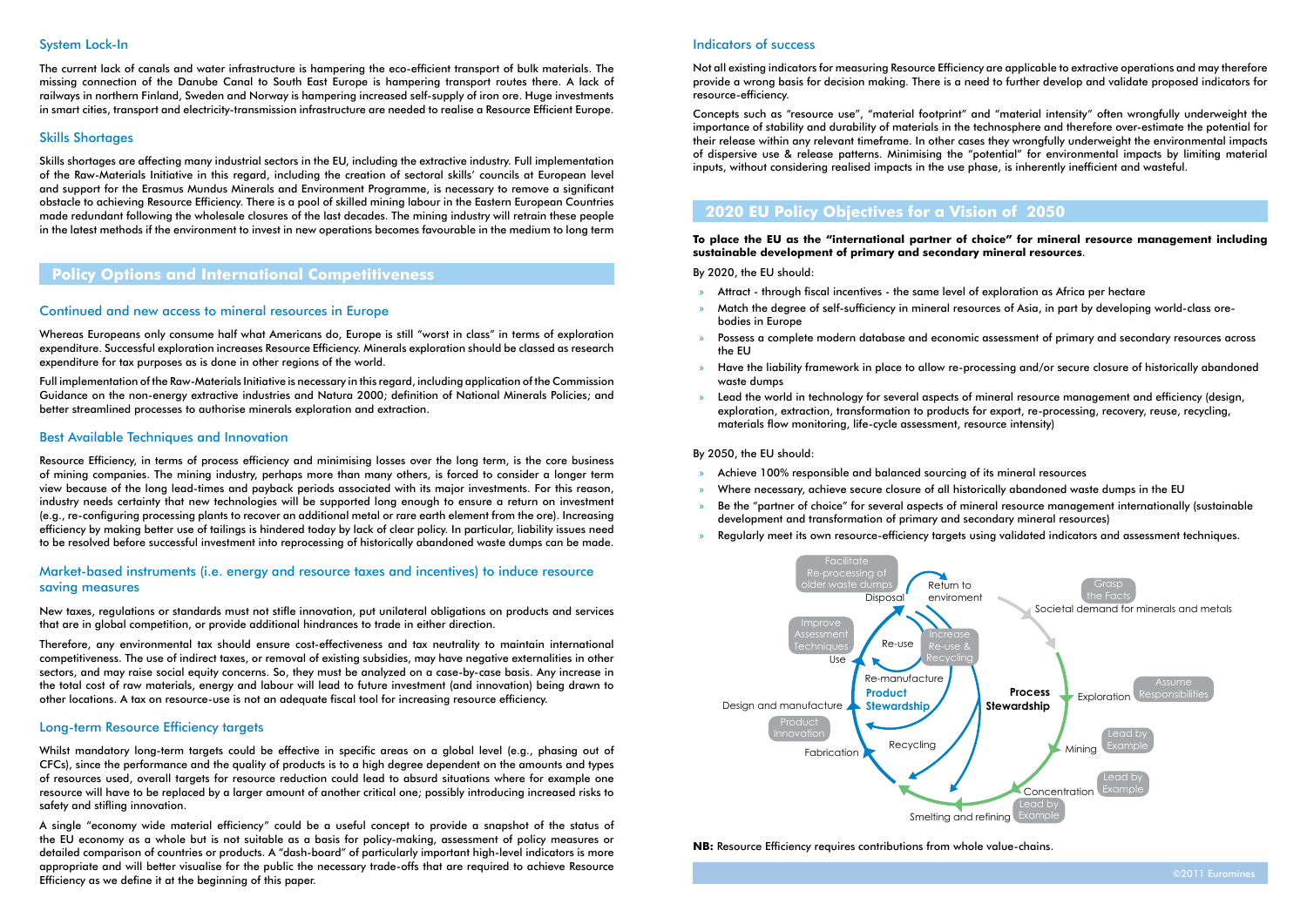## System Lock-In

The current lack of canals and water infrastructure is hampering the eco-efficient transport of bulk materials. The missing connection of the Danube Canal to South East Europe is hampering transport routes there. A lack of railways in northern Finland, Sweden and Norway is hampering increased self-supply of iron ore. Huge investments in smart cities, transport and electricity-transmission infrastructure are needed to realise a Resource Efficient Europe.

## Skills Shortages

Skills shortages are affecting many industrial sectors in the EU, including the extractive industry. Full implementation of the Raw-Materials Initiative in this regard, including the creation of sectoral skills' councils at European level and support for the Erasmus Mundus Minerals and Environment Programme, is necessary to remove a significant obstacle to achieving Resource Efficiency. There is a pool of skilled mining labour in the Eastern European Countries made redundant following the wholesale closures of the last decades. The mining industry will retrain these people in the latest methods if the environment to invest in new operations becomes favourable in the medium to long term

# Policy Options and International Competitiveness

## Continued and new access to mineral resources in Europe

Whereas Europeans only consume half what Americans do, Europe is still "worst in class" in terms of exploration expenditure. Successful exploration increases Resource Efficiency. Minerals exploration should be classed as research expenditure for tax purposes as is done in other regions of the world.

Full implementation of the Raw-Materials Initiative is necessary in this regard, including application of the Commission Guidance on the non-energy extractive industries and Natura 2000; definition of National Minerals Policies; and better streamlined processes to authorise minerals exploration and extraction.

## Best Available Techniques and Innovation

Resource Efficiency, in terms of process efficiency and minimising losses over the long term, is the core business of mining companies. The mining industry, perhaps more than many others, is forced to consider a longer term view because of the long lead-times and payback periods associated with its major investments. For this reason, industry needs certainty that new technologies will be supported long enough to ensure a return on investment (e.g., re-configuring processing plants to recover an additional metal or rare earth element from the ore). Increasing efficiency by making better use of tailings is hindered today by lack of clear policy. In particular, liability issues need to be resolved before successful investment into reprocessing of historically abandoned waste dumps can be made.

## Market-based instruments (i.e. energy and resource taxes and incentives) to induce resource saving measures

New taxes, regulations or standards must not stifle innovation, put unilateral obligations on products and services that are in global competition, or provide additional hindrances to trade in either direction.

Therefore, any environmental tax should ensure cost-effectiveness and tax neutrality to maintain international competitiveness. The use of indirect taxes, or removal of existing subsidies, may have negative externalities in other sectors, and may raise social equity concerns. So, they must be analyzed on a case-by-case basis. Any increase in the total cost of raw materials, energy and labour will lead to future investment (and innovation) being drawn to other locations. A tax on resource-use is not an adequate fiscal tool for increasing resource efficiency.

## Long-term Resource Efficiency targets

Whilst mandatory long-term targets could be effective in specific areas on a global level (e.g., phasing out of CFCs), since the performance and the quality of products is to a high degree dependent on the amounts and types of resources used, overall targets for resource reduction could lead to absurd situations where for example one resource will have to be replaced by a larger amount of another critical one; possibly introducing increased risks to safety and stifling innovation.

A single "economy wide material efficiency" could be a useful concept to provide a snapshot of the status of the EU economy as a whole but is not suitable as a basis for policy-making, assessment of policy measures or detailed comparison of countries or products. A "dash-board" of particularly important high-level indicators is more appropriate and will better visualise for the public the necessary trade-offs that are required to achieve Resource Efficiency as we define it at the beginning of this paper.

## Indicators of success

Not all existing indicators for measuring Resource Efficiency are applicable to extractive operations and may therefore provide a wrong basis for decision making. There is a need to further develop and validate proposed indicators for resource-efficiency.

Concepts such as "resource use", "material footprint" and "material intensity" often wrongfully underweight the importance of stability and durability of materials in the technosphere and therefore over-estimate the potential for their release within any relevant timeframe. In other cases they wrongfully underweight the environmental impacts of dispersive use & release patterns. Minimising the "potential" for environmental impacts by limiting material inputs, without considering realised impacts in the use phase, is inherently inefficient and wasteful.

# 2020 EU Policy Objectives for a Vision of 2050

**To place the EU as the "international partner of choice" for mineral resource management including sustainable development of primary and secondary mineral resources.**

By 2020, the EU should:

- Attract - through fiscal incentives - the same level of exploration as Africa per hectare
- Match the degree of self-sufficiency in mineral resources of Asia, in part by developing world-class ore-bodies in Europe
- Possess a complete modern database and economic assessment of primary and secondary resources across the EU
- Have the liability framework in place to allow re-processing and/or secure closure of historically abandoned waste dumps
- Lead the world in technology for several aspects of mineral resource management and efficiency (design, exploration, extraction, transformation to products for export, re-processing, recovery, reuse, recycling, materials flow monitoring, life-cycle assessment, resource intensity)

By 2050, the EU should:

- Achieve 100% responsible and balanced sourcing of its mineral resources
- Where necessary, achieve secure closure of all historically abandoned waste dumps in the EU
- Be the "partner of choice" for several aspects of mineral resource management internationally (sustainable development and transformation of primary and secondary mineral resources)
- Regularly meet its own resource-efficiency targets using validated indicators and assessment techniques.

Facilitate Re-processing of older waste dumps
Disposal
Return to enviroment
Grasp the Facts
Societal demand for minerals and metals
Improve Assessment Techniques
Use
Re-use
Increase Re-use & Recycling
Re-manufacture
Product Stewardship
Process Stewardship
Exploration
Assume Responsibilities
Design and manufacture
Product Innovation
Fabrication
Recycling
Mining
Lead by Example
Concentration
Lead by Example
Smelting and refining
Lead by Example

**NB:** Resource Efficiency requires contributions from whole value-chains.

©2011 Euromines